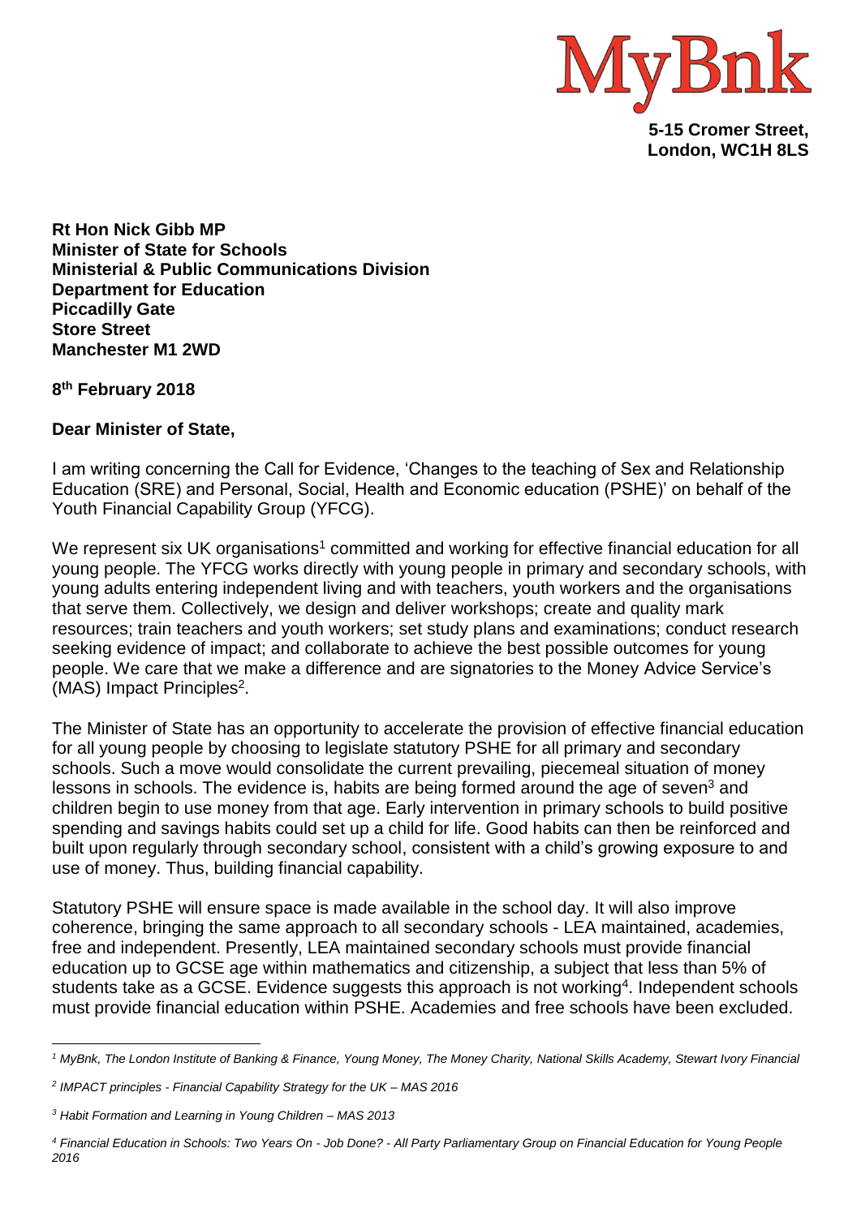MyBnk

**5-15 Cromer Street,**
**London, WC1H 8LS**

**Rt Hon Nick Gibb MP**
**Minister of State for Schools**
**Ministerial & Public Communications Division**
**Department for Education**
**Piccadilly Gate**
**Store Street**
**Manchester M1 2WD**

**8th February 2018**

**Dear Minister of State,**

I am writing concerning the Call for Evidence, 'Changes to the teaching of Sex and Relationship Education (SRE) and Personal, Social, Health and Economic education (PSHE)' on behalf of the Youth Financial Capability Group (YFCG).

We represent six UK organisations[1] committed and working for effective financial education for all young people. The YFCG works directly with young people in primary and secondary schools, with young adults entering independent living and with teachers, youth workers and the organisations that serve them. Collectively, we design and deliver workshops; create and quality mark resources; train teachers and youth workers; set study plans and examinations; conduct research seeking evidence of impact; and collaborate to achieve the best possible outcomes for young people. We care that we make a difference and are signatories to the Money Advice Service's (MAS) Impact Principles[2].

The Minister of State has an opportunity to accelerate the provision of effective financial education for all young people by choosing to legislate statutory PSHE for all primary and secondary schools. Such a move would consolidate the current prevailing, piecemeal situation of money lessons in schools. The evidence is, habits are being formed around the age of seven[3] and children begin to use money from that age. Early intervention in primary schools to build positive spending and savings habits could set up a child for life. Good habits can then be reinforced and built upon regularly through secondary school, consistent with a child's growing exposure to and use of money. Thus, building financial capability.

Statutory PSHE will ensure space is made available in the school day. It will also improve coherence, bringing the same approach to all secondary schools - LEA maintained, academies, free and independent. Presently, LEA maintained secondary schools must provide financial education up to GCSE age within mathematics and citizenship, a subject that less than 5% of students take as a GCSE. Evidence suggests this approach is not working[4]. Independent schools must provide financial education within PSHE. Academies and free schools have been excluded.

---

*[1] MyBnk, The London Institute of Banking & Finance, Young Money, The Money Charity, National Skills Academy, Stewart Ivory Financial*

*[2] IMPACT principles - Financial Capability Strategy for the UK – MAS 2016*

*[3] Habit Formation and Learning in Young Children – MAS 2013*

*[4] Financial Education in Schools: Two Years On - Job Done? - All Party Parliamentary Group on Financial Education for Young People 2016*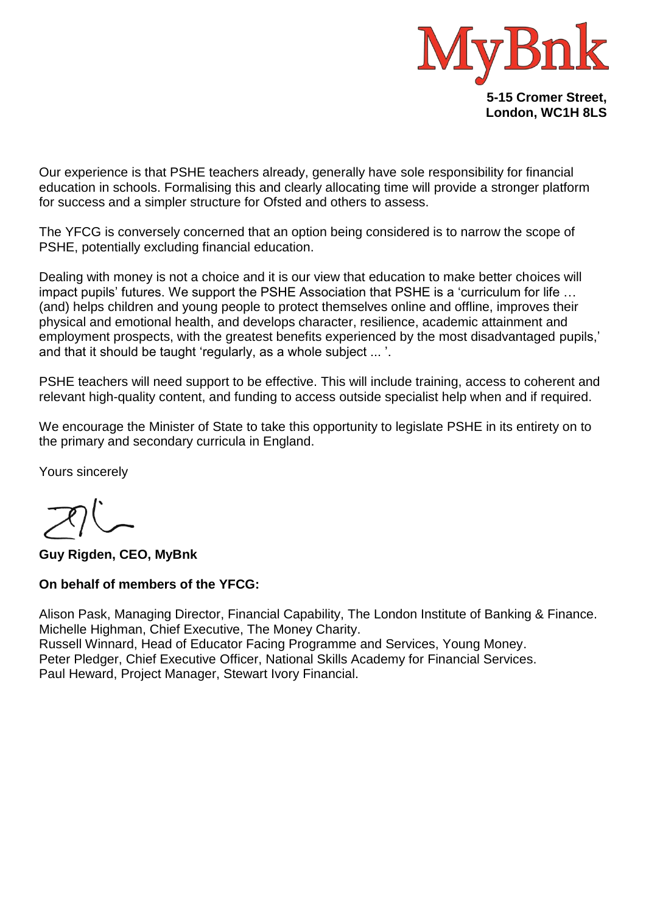MyBnk

**5-15 Cromer Street,**
**London, WC1H 8LS**

Our experience is that PSHE teachers already, generally have sole responsibility for financial education in schools. Formalising this and clearly allocating time will provide a stronger platform for success and a simpler structure for Ofsted and others to assess.

The YFCG is conversely concerned that an option being considered is to narrow the scope of PSHE, potentially excluding financial education.

Dealing with money is not a choice and it is our view that education to make better choices will impact pupils' futures. We support the PSHE Association that PSHE is a 'curriculum for life … (and) helps children and young people to protect themselves online and offline, improves their physical and emotional health, and develops character, resilience, academic attainment and employment prospects, with the greatest benefits experienced by the most disadvantaged pupils,' and that it should be taught 'regularly, as a whole subject ... '.

PSHE teachers will need support to be effective. This will include training, access to coherent and relevant high-quality content, and funding to access outside specialist help when and if required.

We encourage the Minister of State to take this opportunity to legislate PSHE in its entirety on to the primary and secondary curricula in England.

Yours sincerely

**Guy Rigden, CEO, MyBnk**

**On behalf of members of the YFCG:**

Alison Pask, Managing Director, Financial Capability, The London Institute of Banking & Finance.
Michelle Highman, Chief Executive, The Money Charity.
Russell Winnard, Head of Educator Facing Programme and Services, Young Money.
Peter Pledger, Chief Executive Officer, National Skills Academy for Financial Services.
Paul Heward, Project Manager, Stewart Ivory Financial.